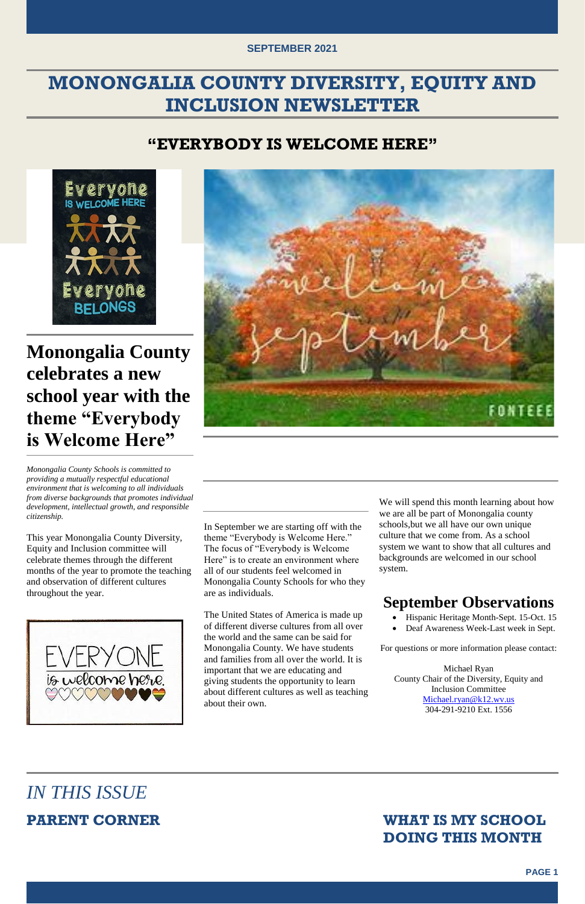SEPTEMBER 2021

# MONONGALIA COUNTY DIVERSITY, EQUITY AND INCLUSION NEWSLETTER

## "EVERYBODY IS WELCOME HERE"

## Monongalia County celebrates a new school year with the theme "Everybody is Welcome Here"

*Monongalia County Schools is committed to providing a mutually respectful educational environment that is welcoming to all individuals from diverse backgrounds that promotes individual development, intellectual growth, and responsible citizenship.*

This year Monongalia County Diversity, Equity and Inclusion committee will celebrate themes through the different months of the year to promote the teaching and observation of different cultures throughout the year.

In September we are starting off with the theme "Everybody is Welcome Here." The focus of "Everybody is Welcome Here" is to create an environment where all of our students feel welcomed in Monongalia County Schools for who they are as individuals.

The United States of America is made up of different diverse cultures from all over the world and the same can be said for Monongalia County. We have students and families from all over the world. It is important that we are educating and giving students the opportunity to learn about different cultures as well as teaching about their own.

We will spend this month learning about how we are all be part of Monongalia county schools,but we all have our own unique culture that we come from. As a school system we want to show that all cultures and backgrounds are welcomed in our school system.

## September Observations

- Hispanic Heritage Month-Sept. 15-Oct. 15
- Deaf Awareness Week-Last week in Sept.

For questions or more information please contact:

Michael Ryan
County Chair of the Diversity, Equity and Inclusion Committee
Michael.ryan@k12.wv.us
304-291-9210 Ext. 1556

*IN THIS ISSUE*

**PARENT CORNER**

**WHAT IS MY SCHOOL DOING THIS MONTH**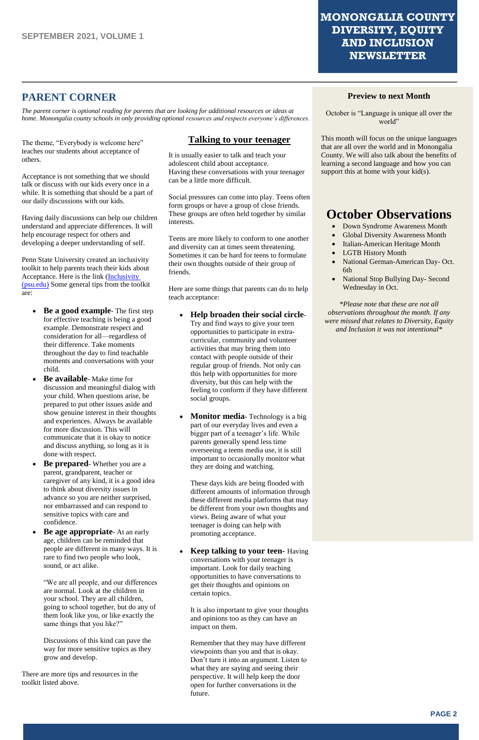# PARENT CORNER

*The parent corner is optional reading for parents that are looking for additional resources or ideas at home. Monongalia county schools in only providing optional resources and respects everyone's differences.*

The theme, "Everybody is welcome here" teaches our students about acceptance of others.

Acceptance is not something that we should talk or discuss with our kids every once in a while. It is something that should be a part of our daily discussions with our kids.

Having daily discussions can help our children understand and appreciate differences. It will help encourage respect for others and developing a deeper understanding of self.

Penn State University created an inclusivity toolkit to help parents teach their kids about Acceptance. Here is the link ([Inclusivity (psu.edu)](psu.edu)) Some general tips from the toolkit are:

- **Be a good example**- The first step for effective teaching is being a good example. Demonstrate respect and consideration for all—regardless of their difference. Take moments throughout the day to find teachable moments and conversations with your child.
- **Be available**- Make time for discussion and meaningful dialog with your child. When questions arise, be prepared to put other issues aside and show genuine interest in their thoughts and experiences. Always be available for more discussion. This will communicate that it is okay to notice and discuss anything, so long as it is done with respect.
- **Be prepared**- Whether you are a parent, grandparent, teacher or caregiver of any kind, it is a good idea to think about diversity issues in advance so you are neither surprised, nor embarrassed and can respond to sensitive topics with care and confidence.
- **Be age appropriate**- At an early age, children can be reminded that people are different in many ways. It is rare to find two people who look, sound, or act alike.

  "We are all people, and our differences are normal. Look at the children in your school. They are all children, going to school together, but do any of them look like you, or like exactly the same things that you like?"

  Discussions of this kind can pave the way for more sensitive topics as they grow and develop.

There are more tips and resources in the toolkit listed above.

## Talking to your teenager

It is usually easier to talk and teach your adolescent child about acceptance. Having these conversations with your teenager can be a little more difficult.

Social pressures can come into play. Teens often form groups or have a group of close friends. These groups are often held together by similar interests.

Teens are more likely to conform to one another and diversity can at times seem threatening. Sometimes it can be hard for teens to formulate their own thoughts outside of their group of friends.

Here are some things that parents can do to help teach acceptance:

- **Help broaden their social circle**- Try and find ways to give your teen opportunities to participate in extra-curricular, community and volunteer activities that may bring them into contact with people outside of their regular group of friends. Not only can this help with opportunities for more diversity, but this can help with the feeling to conform if they have different social groups.
- **Monitor media**- Technology is a big part of our everyday lives and even a bigger part of a teenager's life. While parents generally spend less time overseeing a teens media use, it is still important to occasionally monitor what they are doing and watching.

  These days kids are being flooded with different amounts of information through these different media platforms that may be different from your own thoughts and views. Being aware of what your teenager is doing can help with promoting acceptance.
- **Keep talking to your teen**- Having conversations with your teenager is important. Look for daily teaching opportunities to have conversations to get their thoughts and opinions on certain topics.

  It is also important to give your thoughts and opinions too as they can have an impact on them.

  Remember that they may have different viewpoints than you and that is okay. Don't turn it into an argument. Listen to what they are saying and seeing their perspective. It will help keep the door open for further conversations in the future.

### Preview to next Month

October is "Language is unique all over the world"

This month will focus on the unique languages that are all over the world and in Monongalia County. We will also talk about the benefits of learning a second language and how you can support this at home with your kid(s).

## October Observations

- Down Syndrome Awareness Month
- Global Diversity Awareness Month
- Italian-American Heritage Month
- LGTB History Month
- National German-American Day- Oct. 6th
- National Stop Bullying Day- Second Wednesday in Oct.

*\*Please note that these are not all observations throughout the month. If any were missed that relates to Diversity, Equity and Inclusion it was not intentional\**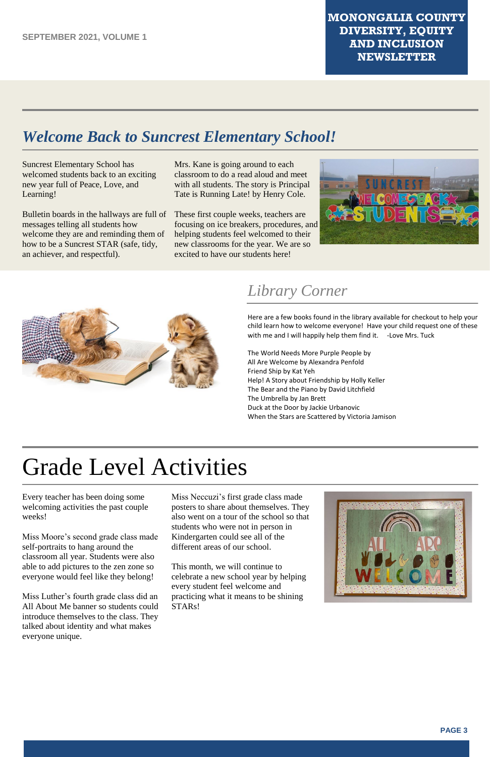SEPTEMBER 2021, VOLUME 1

**MONONGALIA COUNTY DIVERSITY, EQUITY AND INCLUSION NEWSLETTER**

## *Welcome Back to Suncrest Elementary School!*

Suncrest Elementary School has welcomed students back to an exciting new year full of Peace, Love, and Learning!

Bulletin boards in the hallways are full of messages telling all students how welcome they are and reminding them of how to be a Suncrest STAR (safe, tidy, an achiever, and respectful).

Mrs. Kane is going around to each classroom to do a read aloud and meet with all students. The story is Principal Tate is Running Late! by Henry Cole.

These first couple weeks, teachers are focusing on ice breakers, procedures, and helping students feel welcomed to their new classrooms for the year. We are so excited to have our students here!

## *Library Corner*

Here are a few books found in the library available for checkout to help your child learn how to welcome everyone! Have your child request one of these with me and I will happily help them find it. -Love Mrs. Tuck

The World Needs More Purple People by
All Are Welcome by Alexandra Penfold
Friend Ship by Kat Yeh
Help! A Story about Friendship by Holly Keller
The Bear and the Piano by David Litchfield
The Umbrella by Jan Brett
Duck at the Door by Jackie Urbanovic
When the Stars are Scattered by Victoria Jamison

# Grade Level Activities

Every teacher has been doing some welcoming activities the past couple weeks!

Miss Moore's second grade class made self-portraits to hang around the classroom all year. Students were also able to add pictures to the zen zone so everyone would feel like they belong!

Miss Luther's fourth grade class did an All About Me banner so students could introduce themselves to the class. They talked about identity and what makes everyone unique.

Miss Neccuzi's first grade class made posters to share about themselves. They also went on a tour of the school so that students who were not in person in Kindergarten could see all of the different areas of our school.

This month, we will continue to celebrate a new school year by helping every student feel welcome and practicing what it means to be shining STARs!